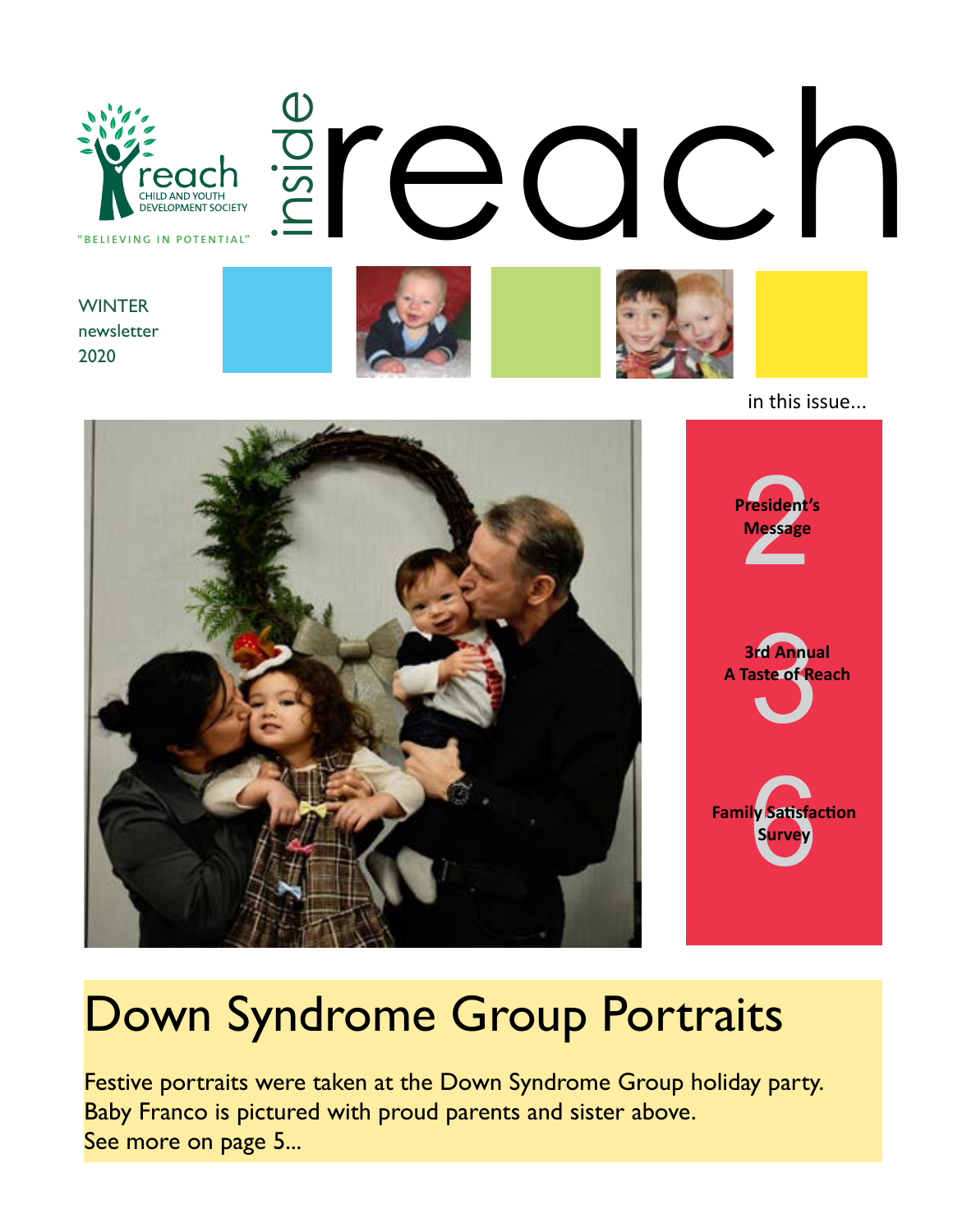reach
CHILD AND YOUTH DEVELOPMENT SOCIETY

"BELIEVING IN POTENTIAL"

# inside reach

WINTER newsletter 2020

in this issue...

**2** **President's Message**

**3** **3rd Annual A Taste of Reach**

**6** **Family Satisfaction Survey**

# Down Syndrome Group Portraits

Festive portraits were taken at the Down Syndrome Group holiday party. Baby Franco is pictured with proud parents and sister above. See more on page 5...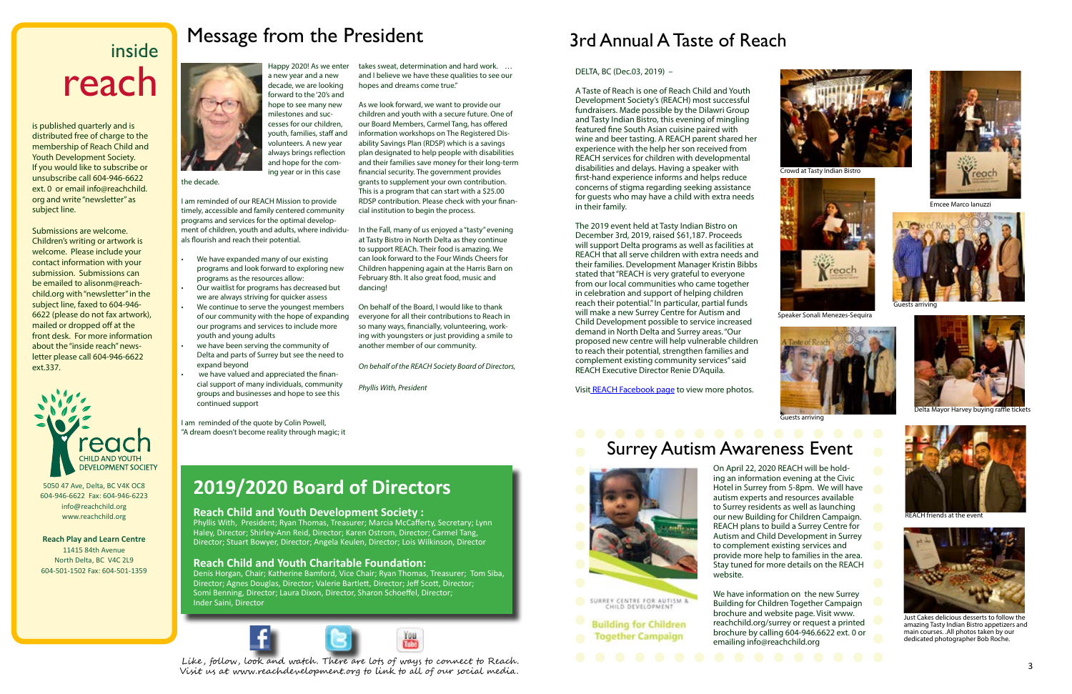# inside reach

is published quarterly and is distributed free of charge to the membership of Reach Child and Youth Development Society. If you would like to subscribe or unsubscribe call 604-946-6622 ext. 0 or email info@reachchild.org and write "newsletter" as subject line.

Submissions are welcome. Children's writing or artwork is welcome. Please include your contact information with your submission. Submissions can be emailed to alisonm@reachchild.org with "newsletter" in the subject line, faxed to 604-946-6622 (please do not fax artwork), mailed or dropped off at the front desk. For more information about the "inside reach" newsletter please call 604-946-6622 ext.337.

reach
CHILD AND YOUTH DEVELOPMENT SOCIETY

5050 47 Ave, Delta, BC V4K OC8
604-946-6622 Fax: 604-946-6223
info@reachchild.org
www.reachchild.org

**Reach Play and Learn Centre**
11415 84th Avenue
North Delta, BC V4C 2L9
604-501-1502 Fax: 604-501-1359

# Message from the President

Happy 2020! As we enter a new year and a new decade, we are looking forward to the '20's and hope to see many new milestones and successes for our children, youth, families, staff and volunteers. A new year always brings reflection and hope for the coming year or in this case the decade.

I am reminded of our REACH Mission to provide timely, accessible and family centered community programs and services for the optimal development of children, youth and adults, where individuals flourish and reach their potential.

- We have expanded many of our existing programs and look forward to exploring new programs as the resources allow:
- Our waitlist for programs has decreased but we are always striving for quicker assess
- We continue to serve the youngest members of our community with the hope of expanding our programs and services to include more youth and young adults
- we have been serving the community of Delta and parts of Surrey but see the need to expand beyond
- we have valued and appreciated the financial support of many individuals, community groups and businesses and hope to see this continued support

I am reminded of the quote by Colin Powell, "A dream doesn't become reality through magic; it takes sweat, determination and hard work. … and I believe we have these qualities to see our hopes and dreams come true."

As we look forward, we want to provide our children and youth with a secure future. One of our Board Members, Carmel Tang, has offered information workshops on The Registered Disability Savings Plan (RDSP) which is a savings plan designated to help people with disabilities and their families save money for their long-term financial security. The government provides grants to supplement your own contribution. This is a program that can start with a $25.00 RDSP contribution. Please check with your financial institution to begin the process.

In the Fall, many of us enjoyed a "tasty" evening at Tasty Bistro in North Delta as they continue to support REACH. Their food is amazing. We can look forward to the Four Winds Cheers for Children happening again at the Harris Barn on February 8th. It also great food, music and dancing!

On behalf of the Board, I would like to thank everyone for all their contributions to Reach in so many ways, financially, volunteering, working with youngsters or just providing a smile to another member of our community.

*On behalf of the REACH Society Board of Directors,*

*Phyllis With, President*

# 2019/2020 Board of Directors

**Reach Child and Youth Development Society :**
Phyllis With, President; Ryan Thomas, Treasurer; Marcia McCafferty, Secretary; Lynn Haley, Director; Shirley-Ann Reid, Director; Karen Ostrom, Director; Carmel Tang, Director; Stuart Bowyer, Director; Angela Keulen, Director; Lois Wilkinson, Director

**Reach Child and Youth Charitable Foundation:**
Denis Horgan, Chair; Katherine Bamford, Vice Chair; Ryan Thomas, Treasurer; Tom Siba, Director; Agnes Douglas, Director; Valerie Bartlett, Director; Jeff Scott, Director; Somi Benning, Director; Laura Dixon, Director, Sharon Schoeffel, Director; Inder Saini, Director

Like, follow, look and watch. There are lots of ways to connect to Reach. Visit us at www.reachdevelopment.org to link to all of our social media.

# 3rd Annual A Taste of Reach

DELTA, BC (Dec.03, 2019) –

A Taste of Reach is one of Reach Child and Youth Development Society's (REACH) most successful fundraisers. Made possible by the Dilawri Group and Tasty Indian Bistro, this evening of mingling featured fine South Asian cuisine paired with wine and beer tasting. A REACH parent shared her experience with the help her son received from REACH services for children with developmental disabilities and delays. Having a speaker with first-hand experience informs and helps reduce concerns of stigma regarding seeking assistance for guests who may have a child with extra needs in their family.

The 2019 event held at Tasty Indian Bistro on December 3rd, 2019, raised $61,187. Proceeds will support Delta programs as well as facilities at REACH that all serve children with extra needs and their families. Development Manager Kristin Bibbs stated that "REACH is very grateful to everyone from our local communities who came together in celebration and support of helping children reach their potential." In particular, partial funds will make a new Surrey Centre for Autism and Child Development possible to service increased demand in North Delta and Surrey areas. "Our proposed new centre will help vulnerable children to reach their potential, strengthen families and complement existing community services" said REACH Executive Director Renie D'Aquila.

Visit REACH Facebook page to view more photos.

Crowd at Tasty Indian Bistro

Emcee Marco Ianuzzi

Speaker Sonali Menezes-Sequira

Guests arriving

Guests arriving

Delta Mayor Harvey buying raffle tickets

REACH friends at the event

Just Cakes delicious desserts to follow the amazing Tasty Indian Bistro appetizers and main courses. .All photos taken by our dedicated photographer Bob Roche.

# Surrey Autism Awareness Event

On April 22, 2020 REACH will be holding an information evening at the Civic Hotel in Surrey from 5-8pm. We will have autism experts and resources available to Surrey residents as well as launching our new Building for Children Campaign. REACH plans to build a Surrey Centre for Autism and Child Development in Surrey to complement existing services and provide more help to families in the area. Stay tuned for more details on the REACH website.

We have information on the new Surrey Building for Children Together Campaign brochure and website page. Visit www.reachchild.org/surrey or request a printed brochure by calling 604-946.6622 ext. 0 or emailing info@reachchild.org

SURREY CENTRE FOR AUTISM & CHILD DEVELOPMENT
Building for Children Together Campaign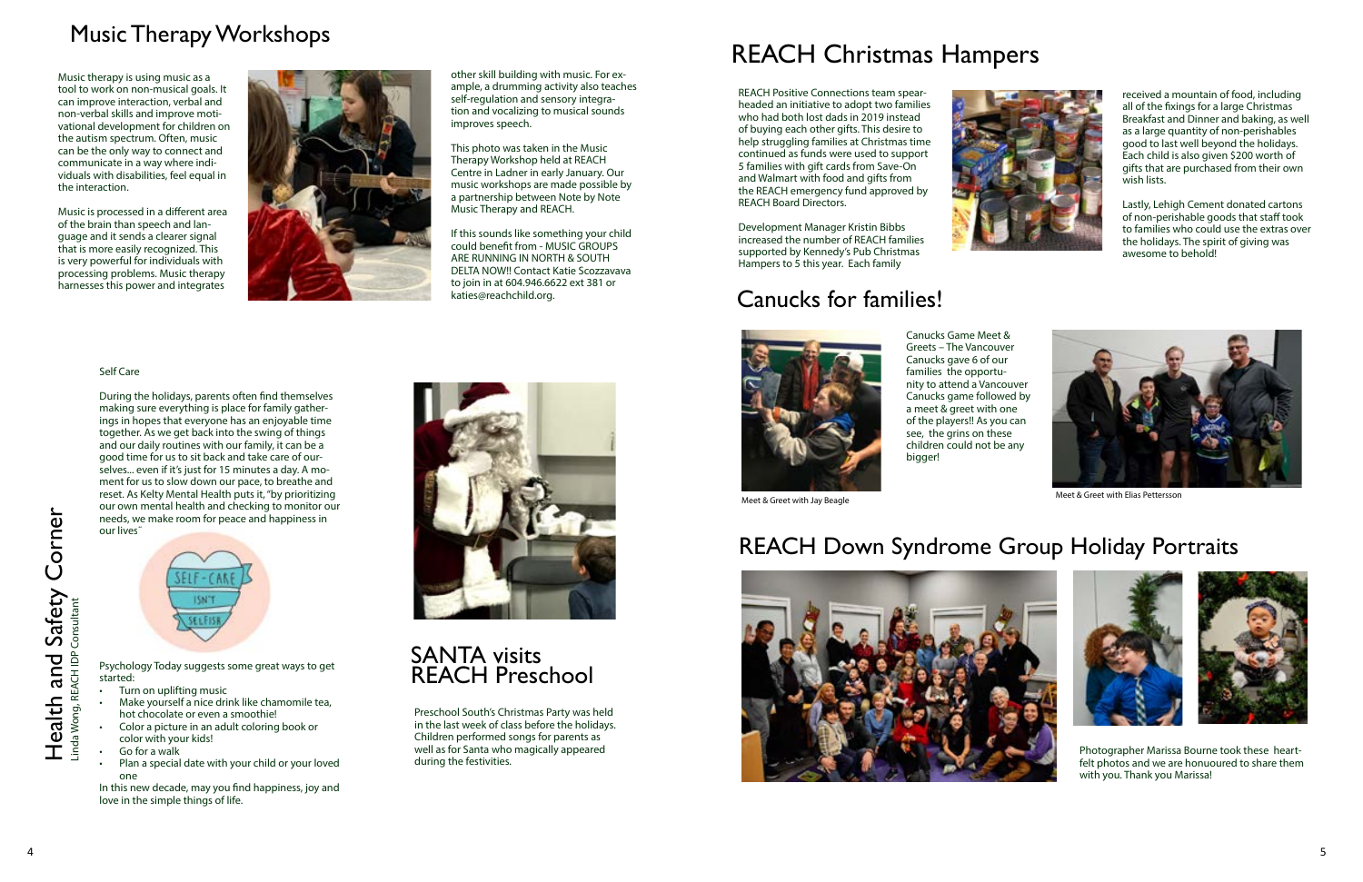# Music Therapy Workshops

Music therapy is using music as a tool to work on non-musical goals. It can improve interaction, verbal and non-verbal skills and improve motivational development for children on the autism spectrum. Often, music can be the only way to connect and communicate in a way where individuals with disabilities, feel equal in the interaction.

Music is processed in a different area of the brain than speech and language and it sends a clearer signal that is more easily recognized. This is very powerful for individuals with processing problems. Music therapy harnesses this power and integrates other skill building with music. For example, a drumming activity also teaches self-regulation and sensory integration and vocalizing to musical sounds improves speech.

This photo was taken in the Music Therapy Workshop held at REACH Centre in Ladner in early January. Our music workshops are made possible by a partnership between Note by Note Music Therapy and REACH.

If this sounds like something your child could benefit from - MUSIC GROUPS ARE RUNNING IN NORTH & SOUTH DELTA NOW!! Contact Katie Scozzavava to join in at 604.946.6622 ext 381 or katies@reachchild.org.

# Health and Safety Corner

Linda Wong, REACH IDP Consultant

Self Care

During the holidays, parents often find themselves making sure everything is place for family gatherings in hopes that everyone has an enjoyable time together. As we get back into the swing of things and our daily routines with our family, it can be a good time for us to sit back and take care of ourselves... even if it's just for 15 minutes a day. A moment for us to slow down our pace, to breathe and reset. As Kelty Mental Health puts it, "by prioritizing our own mental health and checking to monitor our needs, we make room for peace and happiness in our lives"

Psychology Today suggests some great ways to get started:

- Turn on uplifting music
- Make yourself a nice drink like chamomile tea, hot chocolate or even a smoothie!
- Color a picture in an adult coloring book or color with your kids!
- Go for a walk
- Plan a special date with your child or your loved one

In this new decade, may you find happiness, joy and love in the simple things of life.

# SANTA visits REACH Preschool

Preschool South's Christmas Party was held in the last week of class before the holidays. Children performed songs for parents as well as for Santa who magically appeared during the festivities.

# REACH Christmas Hampers

REACH Positive Connections team spearheaded an initiative to adopt two families who had both lost dads in 2019 instead of buying each other gifts. This desire to help struggling families at Christmas time continued as funds were used to support 5 families with gift cards from Save-On and Walmart with food and gifts from the REACH emergency fund approved by REACH Board Directors.

Development Manager Kristin Bibbs increased the number of REACH families supported by Kennedy's Pub Christmas Hampers to 5 this year. Each family received a mountain of food, including all of the fixings for a large Christmas Breakfast and Dinner and baking, as well as a large quantity of non-perishables good to last well beyond the holidays. Each child is also given $200 worth of gifts that are purchased from their own wish lists.

Lastly, Lehigh Cement donated cartons of non-perishable goods that staff took to families who could use the extras over the holidays. The spirit of giving was awesome to behold!

# Canucks for families!

Canucks Game Meet & Greets – The Vancouver Canucks gave 6 of our families the opportunity to attend a Vancouver Canucks game followed by a meet & greet with one of the players!! As you can see, the grins on these children could not be any bigger!

Meet & Greet with Jay Beagle

Meet & Greet with Elias Pettersson

# REACH Down Syndrome Group Holiday Portraits

Photographer Marissa Bourne took these heartfelt photos and we are honouored to share them with you. Thank you Marissa!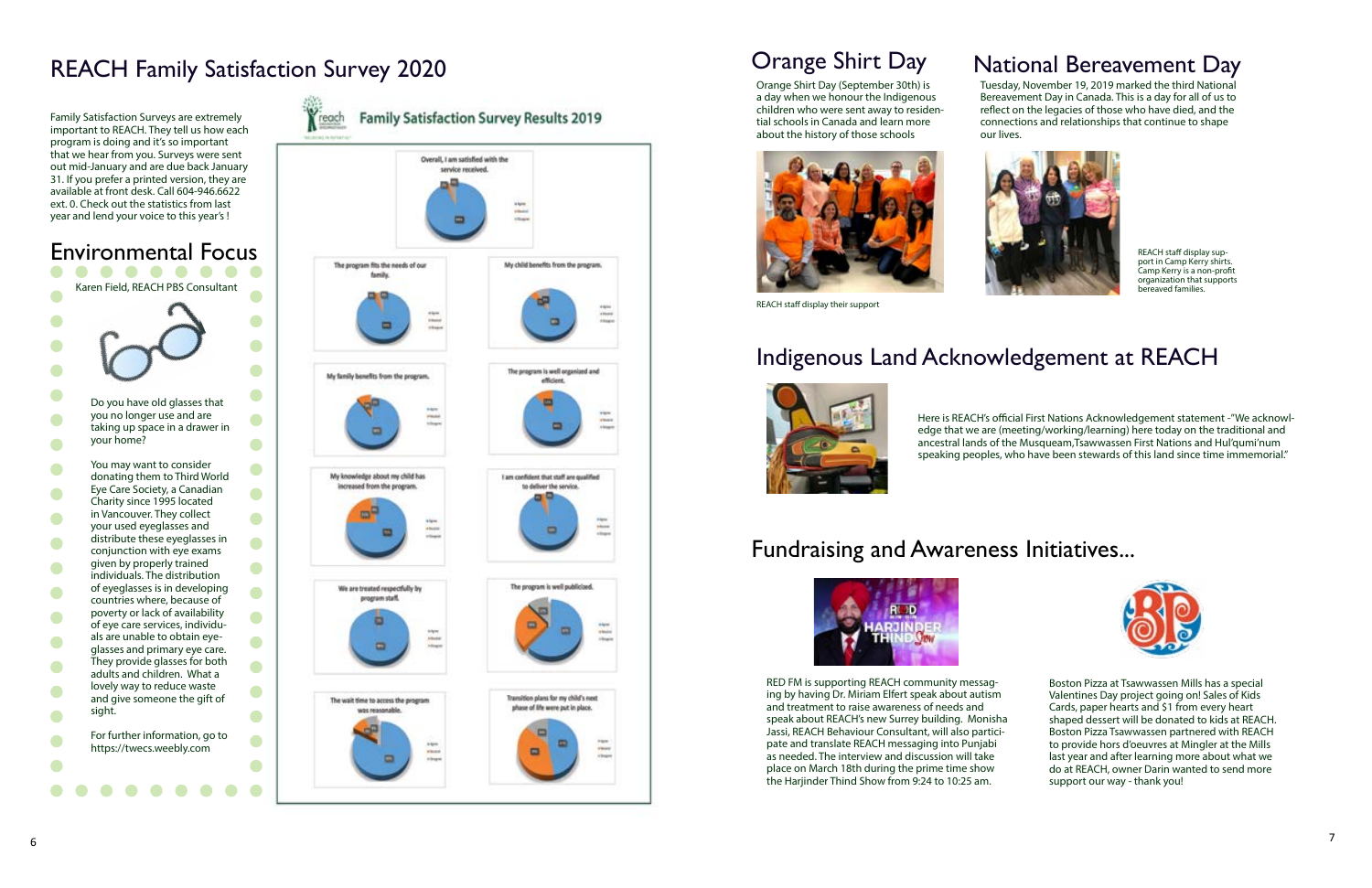# REACH Family Satisfaction Survey 2020

Family Satisfaction Surveys are extremely important to REACH. They tell us how each program is doing and it's so important that we hear from you. Surveys were sent out mid-January and are due back January 31. If you prefer a printed version, they are available at front desk. Call 604-946.6622 ext. 0. Check out the statistics from last year and lend your voice to this year's !

## Family Satisfaction Survey Results 2019

- Overall, I am satisfied with the service received.
- The program fits the needs of our family.
- My child benefits from the program.
- My family benefits from the program.
- The program is well organized and efficient.
- My knowledge about my child has increased from the program.
- I am confident that staff are qualified to deliver the service.
- We are treated respectfully by program staff.
- The program is well publicized.
- The wait time to access the program was reasonable.
- Transition plans for my child's next phase of life were put in place.

# Environmental Focus

Karen Field, REACH PBS Consultant

Do you have old glasses that you no longer use and are taking up space in a drawer in your home?

You may want to consider donating them to Third World Eye Care Society, a Canadian Charity since 1995 located in Vancouver. They collect your used eyeglasses and distribute these eyeglasses in conjunction with eye exams given by properly trained individuals. The distribution of eyeglasses is in developing countries where, because of poverty or lack of availability of eye care services, individuals are unable to obtain eyeglasses and primary eye care. They provide glasses for both adults and children. What a lovely way to reduce waste and give someone the gift of sight.

For further information, go to https://twecs.weebly.com

# Orange Shirt Day

Orange Shirt Day (September 30th) is a day when we honour the Indigenous children who were sent away to residential schools in Canada and learn more about the history of those schools

REACH staff display their support

# National Bereavement Day

Tuesday, November 19, 2019 marked the third National Bereavement Day in Canada. This is a day for all of us to reflect on the legacies of those who have died, and the connections and relationships that continue to shape our lives.

REACH staff display support in Camp Kerry shirts. Camp Kerry is a non-profit organization that supports bereaved families.

# Indigenous Land Acknowledgement at REACH

Here is REACH's official First Nations Acknowledgement statement -"We acknowledge that we are (meeting/working/learning) here today on the traditional and ancestral lands of the Musqueam,Tsawwassen First Nations and Hul'qumi'num speaking peoples, who have been stewards of this land since time immemorial."

# Fundraising and Awareness Initiatives...

RED FM is supporting REACH community messaging by having Dr. Miriam Elfert speak about autism and treatment to raise awareness of needs and speak about REACH's new Surrey building. Monisha Jassi, REACH Behaviour Consultant, will also participate and translate REACH messaging into Punjabi as needed. The interview and discussion will take place on March 18th during the prime time show the Harjinder Thind Show from 9:24 to 10:25 am.

Boston Pizza at Tsawwassen Mills has a special Valentines Day project going on! Sales of Kids Cards, paper hearts and $1 from every heart shaped dessert will be donated to kids at REACH. Boston Pizza Tsawwassen partnered with REACH to provide hors d'oeuvres at Mingler at the Mills last year and after learning more about what we do at REACH, owner Darin wanted to send more support our way - thank you!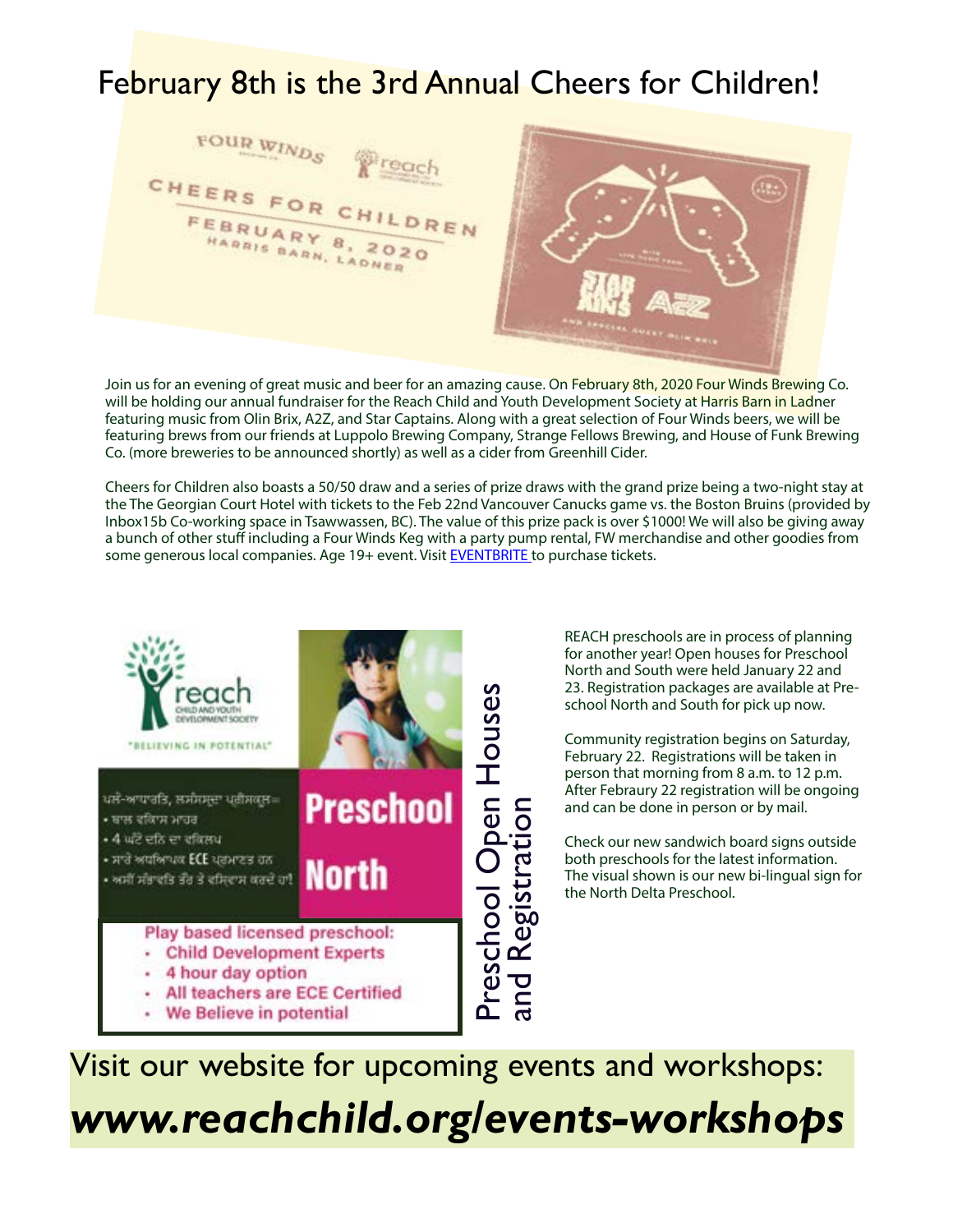# February 8th is the 3rd Annual Cheers for Children!

FOUR WINDS

reach

CHEERS FOR CHILDREN

FEBRUARY 8, 2020

HARRIS BARN, LADNER

Join us for an evening of great music and beer for an amazing cause. On February 8th, 2020 Four Winds Brewing Co. will be holding our annual fundraiser for the Reach Child and Youth Development Society at Harris Barn in Ladner featuring music from Olin Brix, A2Z, and Star Captains. Along with a great selection of Four Winds beers, we will be featuring brews from our friends at Luppolo Brewing Company, Strange Fellows Brewing, and House of Funk Brewing Co. (more breweries to be announced shortly) as well as a cider from Greenhill Cider.

Cheers for Children also boasts a 50/50 draw and a series of prize draws with the grand prize being a two-night stay at the The Georgian Court Hotel with tickets to the Feb 22nd Vancouver Canucks game vs. the Boston Bruins (provided by Inbox15b Co-working space in Tsawwassen, BC). The value of this prize pack is over $1000! We will also be giving away a bunch of other stuff including a Four Winds Keg with a party pump rental, FW merchandise and other goodies from some generous local companies. Age 19+ event. Visit [EVENTBRITE](EVENTBRITE) to purchase tickets.

## Preschool Open Houses and Registration

reach
CHILD AND YOUTH DEVELOPMENT SOCIETY

"BELIEVING IN POTENTIAL"

**Preschool North**

Play based licensed preschool:
- Child Development Experts
- 4 hour day option
- All teachers are ECE Certified
- We Believe in potential

REACH preschools are in process of planning for another year! Open houses for Preschool North and South were held January 22 and 23. Registration packages are available at Preschool North and South for pick up now.

Community registration begins on Saturday, February 22. Registrations will be taken in person that morning from 8 a.m. to 12 p.m. After Febraury 22 registration will be ongoing and can be done in person or by mail.

Check our new sandwich board signs outside both preschools for the latest information. The visual shown is our new bi-lingual sign for the North Delta Preschool.

## Visit our website for upcoming events and workshops:

## ***www.reachchild.org/events-workshops***